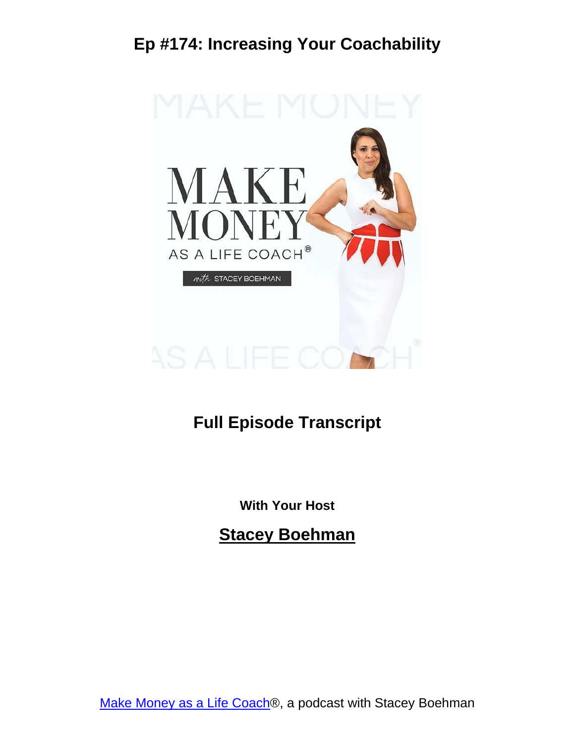# Ep #174: Increasing Your Coachability

## Full Episode Transcript

**With Your Host**

**Stacey Boehman**

Make Money as a Life Coach®, a podcast with Stacey Boehman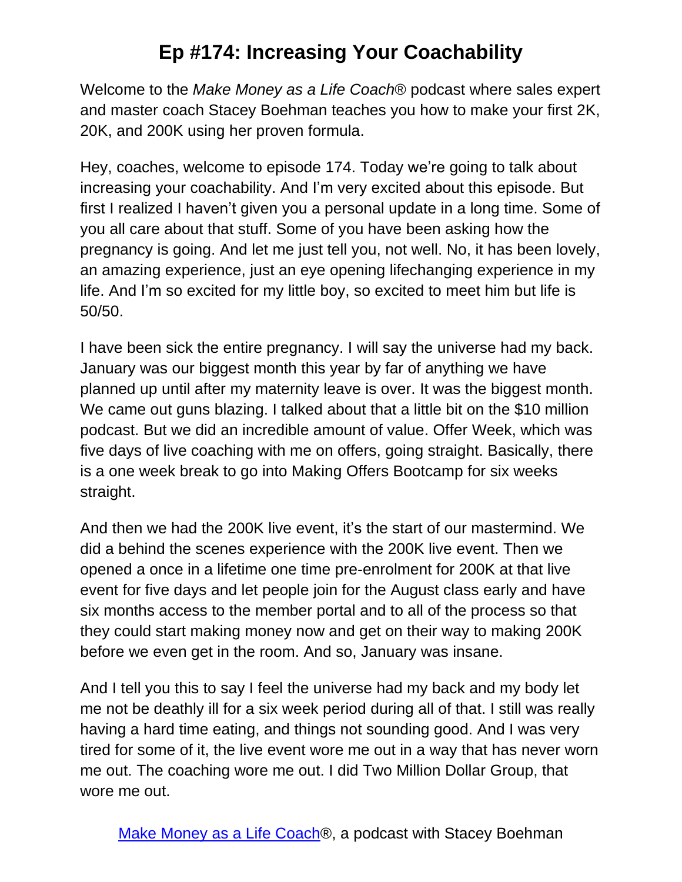# Ep #174: Increasing Your Coachability

Welcome to the *Make Money as a Life Coach*® podcast where sales expert and master coach Stacey Boehman teaches you how to make your first 2K, 20K, and 200K using her proven formula.

Hey, coaches, welcome to episode 174. Today we're going to talk about increasing your coachability. And I'm very excited about this episode. But first I realized I haven't given you a personal update in a long time. Some of you all care about that stuff. Some of you have been asking how the pregnancy is going. And let me just tell you, not well. No, it has been lovely, an amazing experience, just an eye opening lifechanging experience in my life. And I'm so excited for my little boy, so excited to meet him but life is 50/50.

I have been sick the entire pregnancy. I will say the universe had my back. January was our biggest month this year by far of anything we have planned up until after my maternity leave is over. It was the biggest month. We came out guns blazing. I talked about that a little bit on the $10 million podcast. But we did an incredible amount of value. Offer Week, which was five days of live coaching with me on offers, going straight. Basically, there is a one week break to go into Making Offers Bootcamp for six weeks straight.

And then we had the 200K live event, it's the start of our mastermind. We did a behind the scenes experience with the 200K live event. Then we opened a once in a lifetime one time pre-enrolment for 200K at that live event for five days and let people join for the August class early and have six months access to the member portal and to all of the process so that they could start making money now and get on their way to making 200K before we even get in the room. And so, January was insane.

And I tell you this to say I feel the universe had my back and my body let me not be deathly ill for a six week period during all of that. I still was really having a hard time eating, and things not sounding good. And I was very tired for some of it, the live event wore me out in a way that has never worn me out. The coaching wore me out. I did Two Million Dollar Group, that wore me out.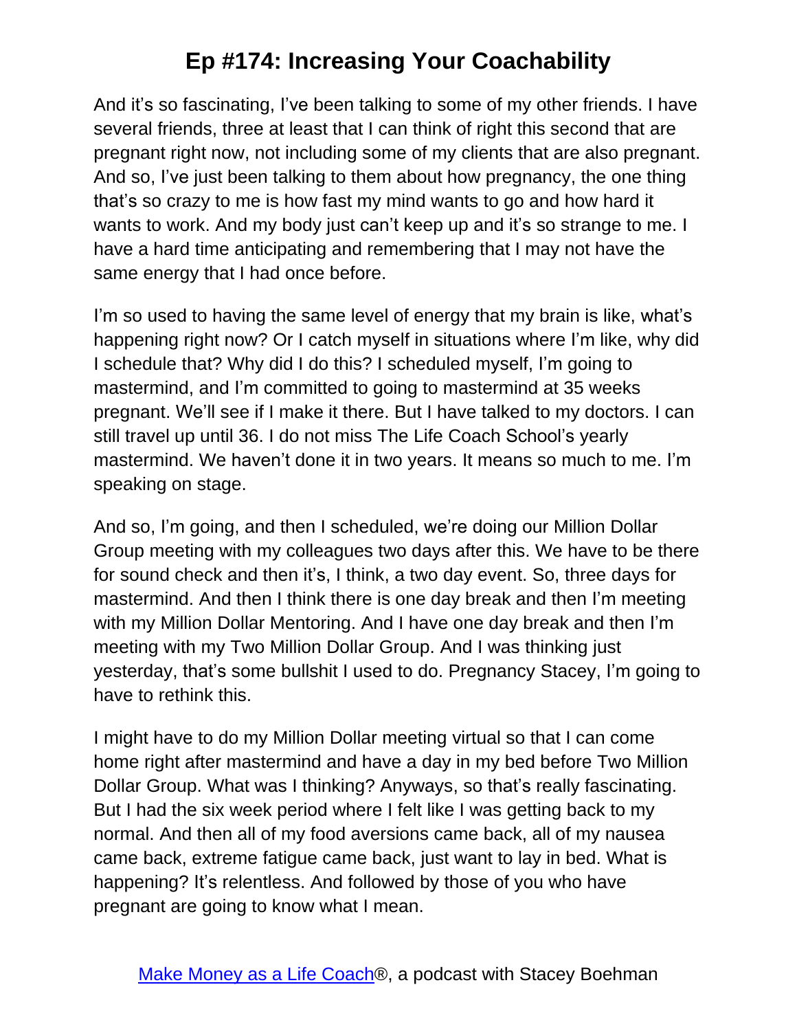And it's so fascinating, I've been talking to some of my other friends. I have several friends, three at least that I can think of right this second that are pregnant right now, not including some of my clients that are also pregnant. And so, I've just been talking to them about how pregnancy, the one thing that's so crazy to me is how fast my mind wants to go and how hard it wants to work. And my body just can't keep up and it's so strange to me. I have a hard time anticipating and remembering that I may not have the same energy that I had once before.

I'm so used to having the same level of energy that my brain is like, what's happening right now? Or I catch myself in situations where I'm like, why did I schedule that? Why did I do this? I scheduled myself, I'm going to mastermind, and I'm committed to going to mastermind at 35 weeks pregnant. We'll see if I make it there. But I have talked to my doctors. I can still travel up until 36. I do not miss The Life Coach School's yearly mastermind. We haven't done it in two years. It means so much to me. I'm speaking on stage.

And so, I'm going, and then I scheduled, we're doing our Million Dollar Group meeting with my colleagues two days after this. We have to be there for sound check and then it's, I think, a two day event. So, three days for mastermind. And then I think there is one day break and then I'm meeting with my Million Dollar Mentoring. And I have one day break and then I'm meeting with my Two Million Dollar Group. And I was thinking just yesterday, that's some bullshit I used to do. Pregnancy Stacey, I'm going to have to rethink this.

I might have to do my Million Dollar meeting virtual so that I can come home right after mastermind and have a day in my bed before Two Million Dollar Group. What was I thinking? Anyways, so that's really fascinating. But I had the six week period where I felt like I was getting back to my normal. And then all of my food aversions came back, all of my nausea came back, extreme fatigue came back, just want to lay in bed. What is happening? It's relentless. And followed by those of you who have pregnant are going to know what I mean.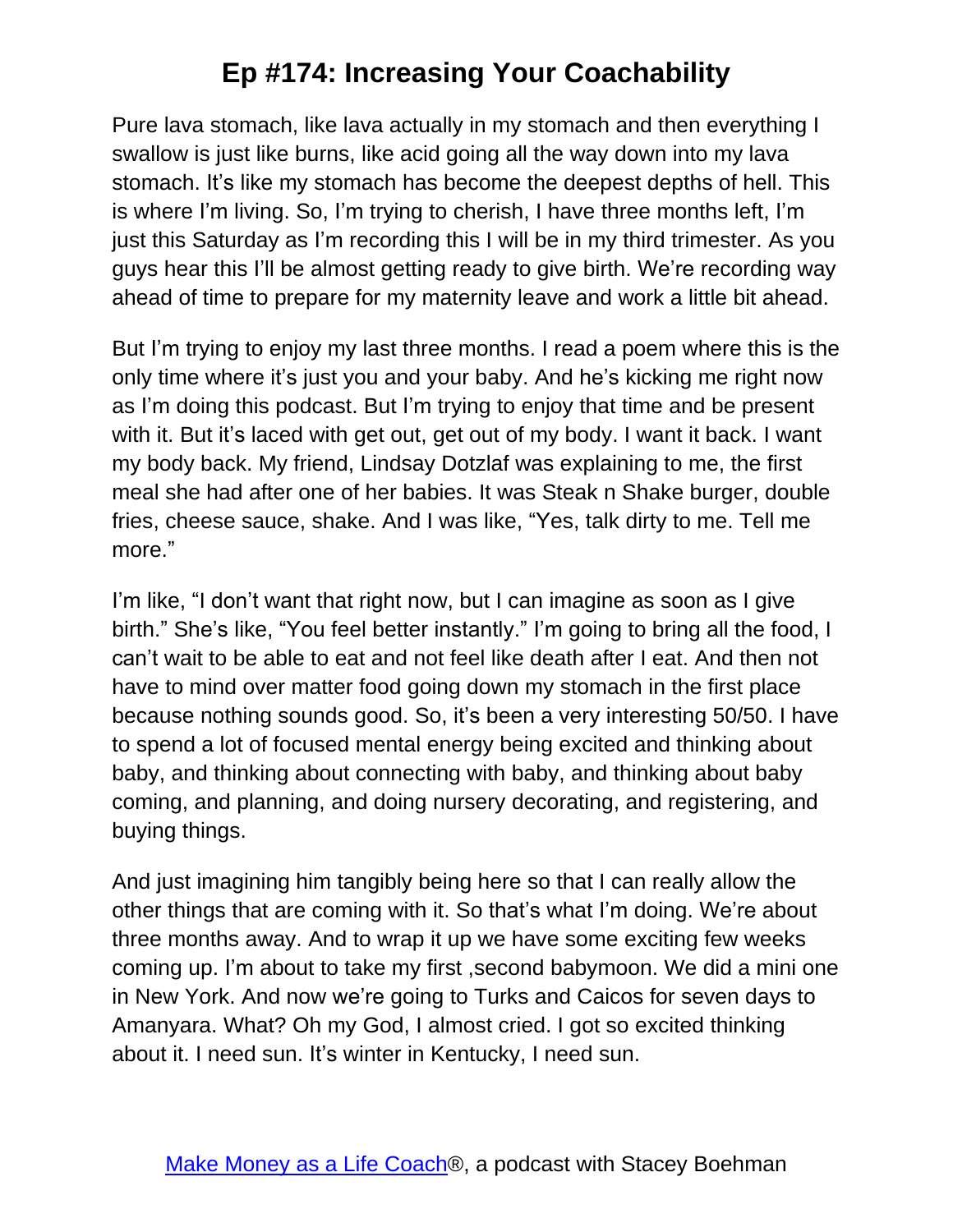Pure lava stomach, like lava actually in my stomach and then everything I swallow is just like burns, like acid going all the way down into my lava stomach. It's like my stomach has become the deepest depths of hell. This is where I'm living. So, I'm trying to cherish, I have three months left, I'm just this Saturday as I'm recording this I will be in my third trimester. As you guys hear this I'll be almost getting ready to give birth. We're recording way ahead of time to prepare for my maternity leave and work a little bit ahead.

But I'm trying to enjoy my last three months. I read a poem where this is the only time where it's just you and your baby. And he's kicking me right now as I'm doing this podcast. But I'm trying to enjoy that time and be present with it. But it's laced with get out, get out of my body. I want it back. I want my body back. My friend, Lindsay Dotzlaf was explaining to me, the first meal she had after one of her babies. It was Steak n Shake burger, double fries, cheese sauce, shake. And I was like, "Yes, talk dirty to me. Tell me more."

I'm like, "I don't want that right now, but I can imagine as soon as I give birth." She's like, "You feel better instantly." I'm going to bring all the food, I can't wait to be able to eat and not feel like death after I eat. And then not have to mind over matter food going down my stomach in the first place because nothing sounds good. So, it's been a very interesting 50/50. I have to spend a lot of focused mental energy being excited and thinking about baby, and thinking about connecting with baby, and thinking about baby coming, and planning, and doing nursery decorating, and registering, and buying things.

And just imagining him tangibly being here so that I can really allow the other things that are coming with it. So that's what I'm doing. We're about three months away. And to wrap it up we have some exciting few weeks coming up. I'm about to take my first ,second babymoon. We did a mini one in New York. And now we're going to Turks and Caicos for seven days to Amanyara. What? Oh my God, I almost cried. I got so excited thinking about it. I need sun. It's winter in Kentucky, I need sun.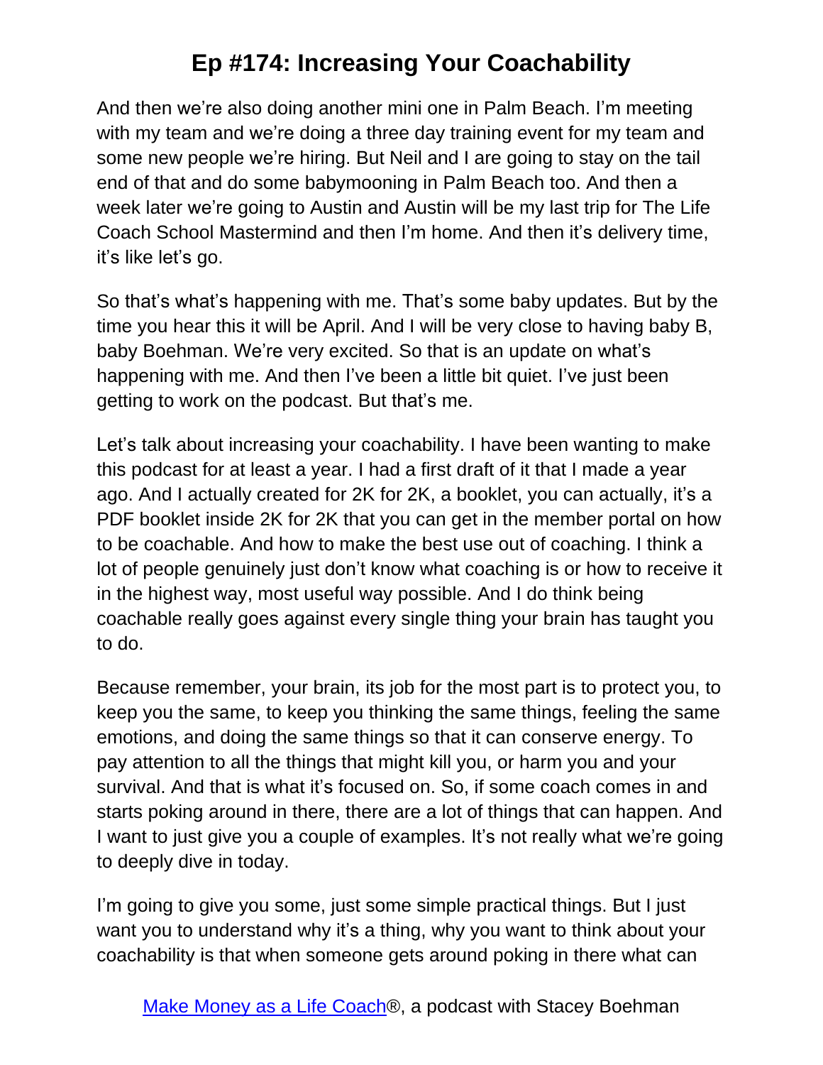And then we're also doing another mini one in Palm Beach. I'm meeting with my team and we're doing a three day training event for my team and some new people we're hiring. But Neil and I are going to stay on the tail end of that and do some babymooning in Palm Beach too. And then a week later we're going to Austin and Austin will be my last trip for The Life Coach School Mastermind and then I'm home. And then it's delivery time, it's like let's go.

So that's what's happening with me. That's some baby updates. But by the time you hear this it will be April. And I will be very close to having baby B, baby Boehman. We're very excited. So that is an update on what's happening with me. And then I've been a little bit quiet. I've just been getting to work on the podcast. But that's me.

Let's talk about increasing your coachability. I have been wanting to make this podcast for at least a year. I had a first draft of it that I made a year ago. And I actually created for 2K for 2K, a booklet, you can actually, it's a PDF booklet inside 2K for 2K that you can get in the member portal on how to be coachable. And how to make the best use out of coaching. I think a lot of people genuinely just don't know what coaching is or how to receive it in the highest way, most useful way possible. And I do think being coachable really goes against every single thing your brain has taught you to do.

Because remember, your brain, its job for the most part is to protect you, to keep you the same, to keep you thinking the same things, feeling the same emotions, and doing the same things so that it can conserve energy. To pay attention to all the things that might kill you, or harm you and your survival. And that is what it's focused on. So, if some coach comes in and starts poking around in there, there are a lot of things that can happen. And I want to just give you a couple of examples. It's not really what we're going to deeply dive in today.

I'm going to give you some, just some simple practical things. But I just want you to understand why it's a thing, why you want to think about your coachability is that when someone gets around poking in there what can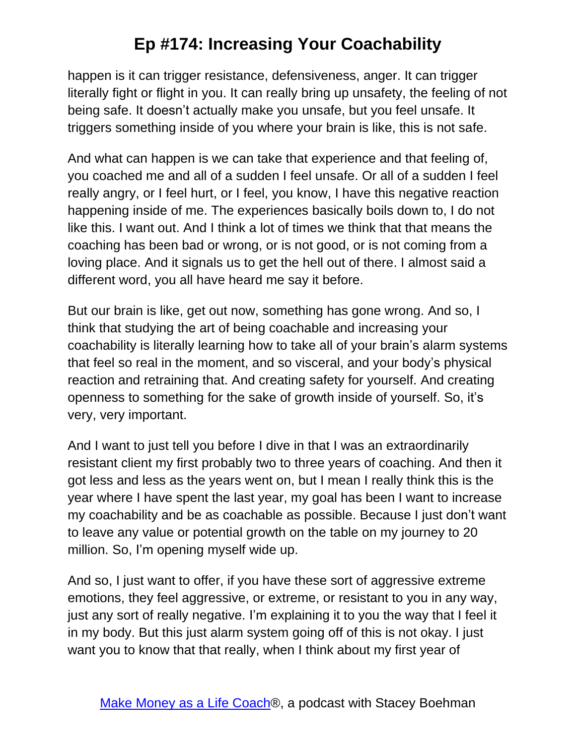happen is it can trigger resistance, defensiveness, anger. It can trigger literally fight or flight in you. It can really bring up unsafety, the feeling of not being safe. It doesn't actually make you unsafe, but you feel unsafe. It triggers something inside of you where your brain is like, this is not safe.

And what can happen is we can take that experience and that feeling of, you coached me and all of a sudden I feel unsafe. Or all of a sudden I feel really angry, or I feel hurt, or I feel, you know, I have this negative reaction happening inside of me. The experiences basically boils down to, I do not like this. I want out. And I think a lot of times we think that that means the coaching has been bad or wrong, or is not good, or is not coming from a loving place. And it signals us to get the hell out of there. I almost said a different word, you all have heard me say it before.

But our brain is like, get out now, something has gone wrong. And so, I think that studying the art of being coachable and increasing your coachability is literally learning how to take all of your brain's alarm systems that feel so real in the moment, and so visceral, and your body's physical reaction and retraining that. And creating safety for yourself. And creating openness to something for the sake of growth inside of yourself. So, it's very, very important.

And I want to just tell you before I dive in that I was an extraordinarily resistant client my first probably two to three years of coaching. And then it got less and less as the years went on, but I mean I really think this is the year where I have spent the last year, my goal has been I want to increase my coachability and be as coachable as possible. Because I just don't want to leave any value or potential growth on the table on my journey to 20 million. So, I'm opening myself wide up.

And so, I just want to offer, if you have these sort of aggressive extreme emotions, they feel aggressive, or extreme, or resistant to you in any way, just any sort of really negative. I'm explaining it to you the way that I feel it in my body. But this just alarm system going off of this is not okay. I just want you to know that that really, when I think about my first year of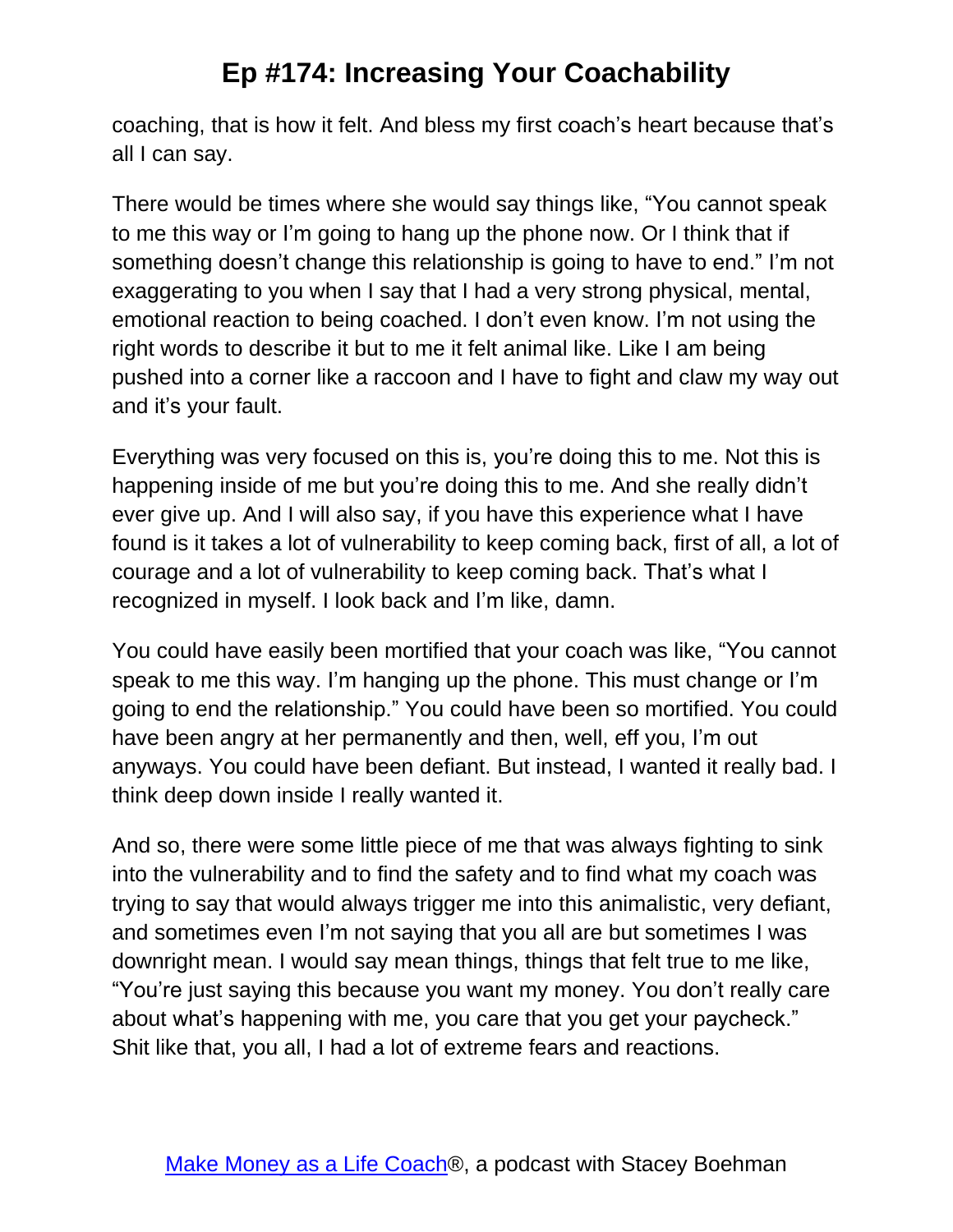coaching, that is how it felt. And bless my first coach's heart because that's all I can say.

There would be times where she would say things like, "You cannot speak to me this way or I'm going to hang up the phone now. Or I think that if something doesn't change this relationship is going to have to end." I'm not exaggerating to you when I say that I had a very strong physical, mental, emotional reaction to being coached. I don't even know. I'm not using the right words to describe it but to me it felt animal like. Like I am being pushed into a corner like a raccoon and I have to fight and claw my way out and it's your fault.

Everything was very focused on this is, you're doing this to me. Not this is happening inside of me but you're doing this to me. And she really didn't ever give up. And I will also say, if you have this experience what I have found is it takes a lot of vulnerability to keep coming back, first of all, a lot of courage and a lot of vulnerability to keep coming back. That's what I recognized in myself. I look back and I'm like, damn.

You could have easily been mortified that your coach was like, "You cannot speak to me this way. I'm hanging up the phone. This must change or I'm going to end the relationship." You could have been so mortified. You could have been angry at her permanently and then, well, eff you, I'm out anyways. You could have been defiant. But instead, I wanted it really bad. I think deep down inside I really wanted it.

And so, there were some little piece of me that was always fighting to sink into the vulnerability and to find the safety and to find what my coach was trying to say that would always trigger me into this animalistic, very defiant, and sometimes even I'm not saying that you all are but sometimes I was downright mean. I would say mean things, things that felt true to me like, "You're just saying this because you want my money. You don't really care about what's happening with me, you care that you get your paycheck." Shit like that, you all, I had a lot of extreme fears and reactions.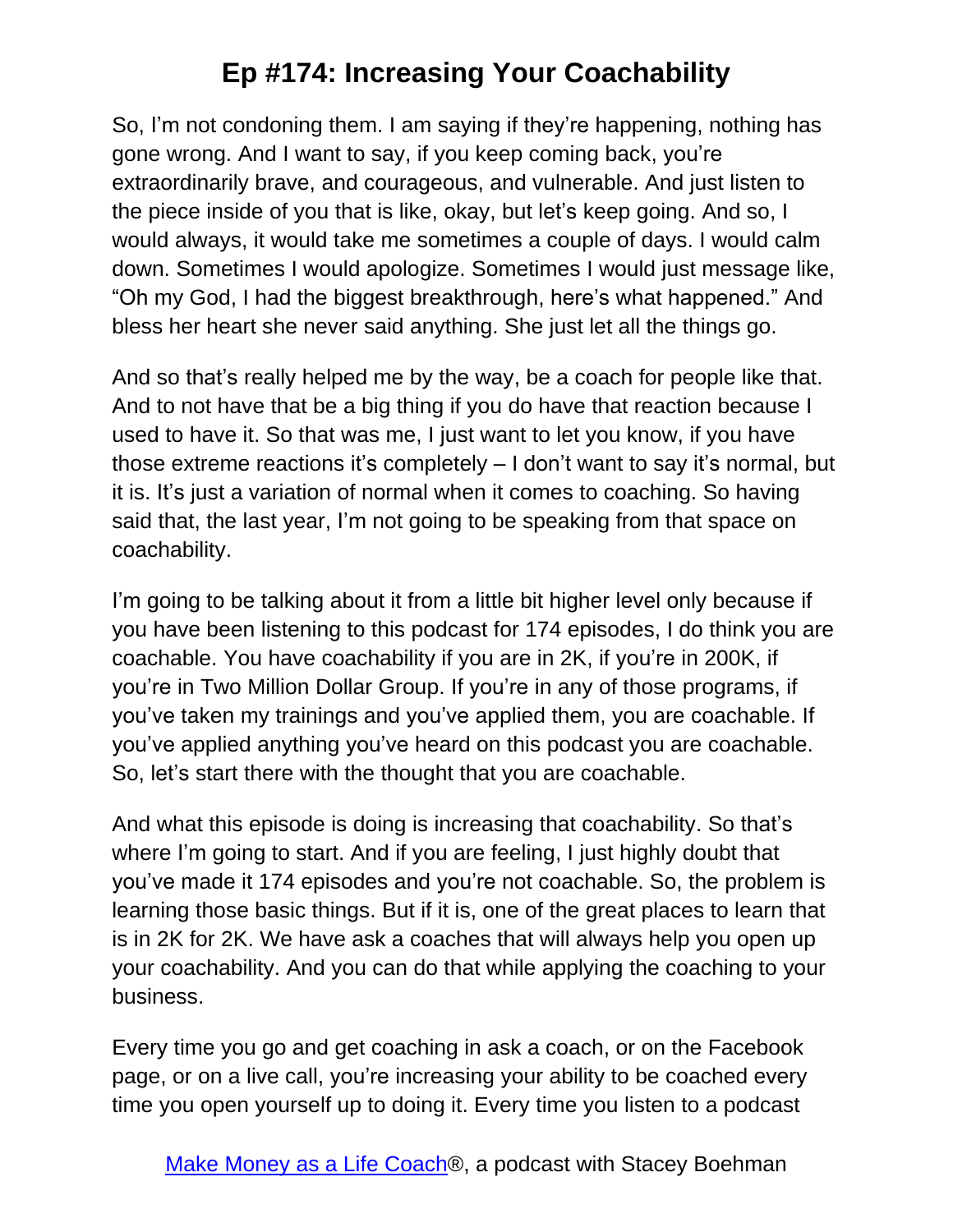So, I'm not condoning them. I am saying if they're happening, nothing has gone wrong. And I want to say, if you keep coming back, you're extraordinarily brave, and courageous, and vulnerable. And just listen to the piece inside of you that is like, okay, but let's keep going. And so, I would always, it would take me sometimes a couple of days. I would calm down. Sometimes I would apologize. Sometimes I would just message like, "Oh my God, I had the biggest breakthrough, here's what happened." And bless her heart she never said anything. She just let all the things go.

And so that's really helped me by the way, be a coach for people like that. And to not have that be a big thing if you do have that reaction because I used to have it. So that was me, I just want to let you know, if you have those extreme reactions it's completely – I don't want to say it's normal, but it is. It's just a variation of normal when it comes to coaching. So having said that, the last year, I'm not going to be speaking from that space on coachability.

I'm going to be talking about it from a little bit higher level only because if you have been listening to this podcast for 174 episodes, I do think you are coachable. You have coachability if you are in 2K, if you're in 200K, if you're in Two Million Dollar Group. If you're in any of those programs, if you've taken my trainings and you've applied them, you are coachable. If you've applied anything you've heard on this podcast you are coachable. So, let's start there with the thought that you are coachable.

And what this episode is doing is increasing that coachability. So that's where I'm going to start. And if you are feeling, I just highly doubt that you've made it 174 episodes and you're not coachable. So, the problem is learning those basic things. But if it is, one of the great places to learn that is in 2K for 2K. We have ask a coaches that will always help you open up your coachability. And you can do that while applying the coaching to your business.

Every time you go and get coaching in ask a coach, or on the Facebook page, or on a live call, you're increasing your ability to be coached every time you open yourself up to doing it. Every time you listen to a podcast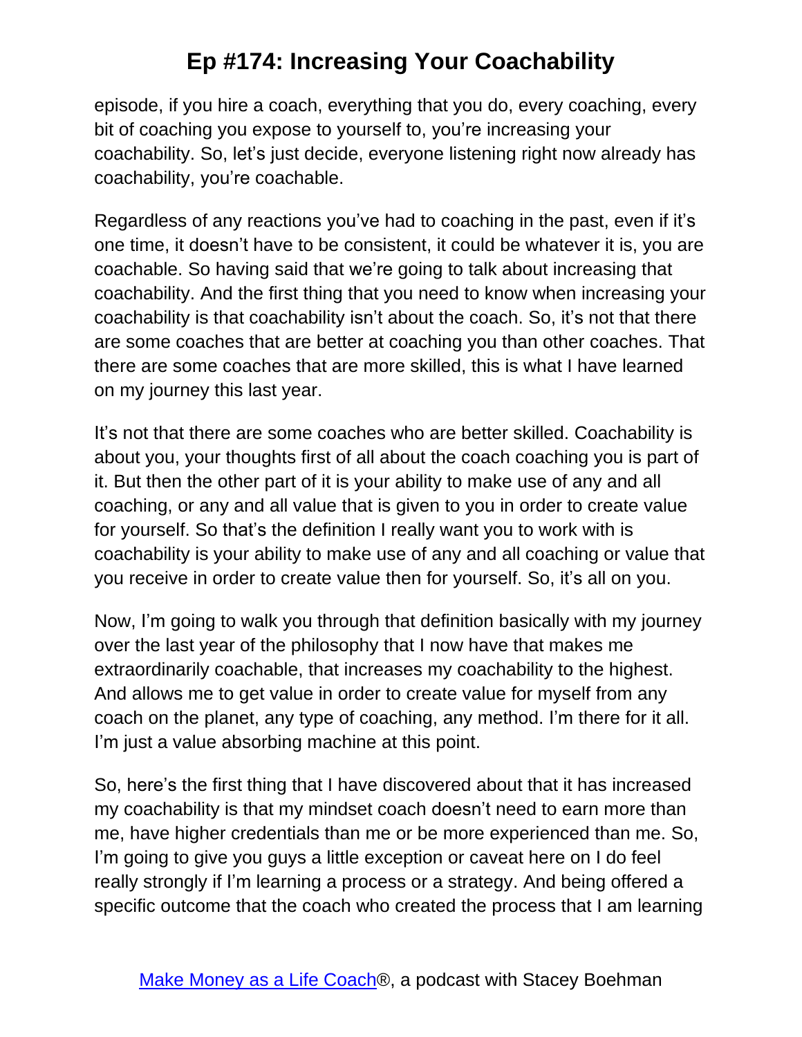episode, if you hire a coach, everything that you do, every coaching, every bit of coaching you expose to yourself to, you're increasing your coachability. So, let's just decide, everyone listening right now already has coachability, you're coachable.

Regardless of any reactions you've had to coaching in the past, even if it's one time, it doesn't have to be consistent, it could be whatever it is, you are coachable. So having said that we're going to talk about increasing that coachability. And the first thing that you need to know when increasing your coachability is that coachability isn't about the coach. So, it's not that there are some coaches that are better at coaching you than other coaches. That there are some coaches that are more skilled, this is what I have learned on my journey this last year.

It's not that there are some coaches who are better skilled. Coachability is about you, your thoughts first of all about the coach coaching you is part of it. But then the other part of it is your ability to make use of any and all coaching, or any and all value that is given to you in order to create value for yourself. So that's the definition I really want you to work with is coachability is your ability to make use of any and all coaching or value that you receive in order to create value then for yourself. So, it's all on you.

Now, I'm going to walk you through that definition basically with my journey over the last year of the philosophy that I now have that makes me extraordinarily coachable, that increases my coachability to the highest. And allows me to get value in order to create value for myself from any coach on the planet, any type of coaching, any method. I'm there for it all. I'm just a value absorbing machine at this point.

So, here's the first thing that I have discovered about that it has increased my coachability is that my mindset coach doesn't need to earn more than me, have higher credentials than me or be more experienced than me. So, I'm going to give you guys a little exception or caveat here on I do feel really strongly if I'm learning a process or a strategy. And being offered a specific outcome that the coach who created the process that I am learning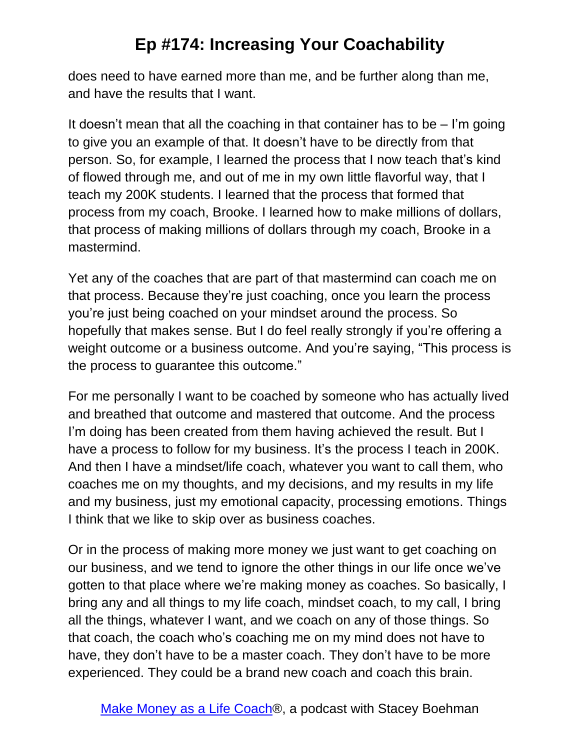does need to have earned more than me, and be further along than me, and have the results that I want.

It doesn't mean that all the coaching in that container has to be – I'm going to give you an example of that. It doesn't have to be directly from that person. So, for example, I learned the process that I now teach that's kind of flowed through me, and out of me in my own little flavorful way, that I teach my 200K students. I learned that the process that formed that process from my coach, Brooke. I learned how to make millions of dollars, that process of making millions of dollars through my coach, Brooke in a mastermind.

Yet any of the coaches that are part of that mastermind can coach me on that process. Because they're just coaching, once you learn the process you're just being coached on your mindset around the process. So hopefully that makes sense. But I do feel really strongly if you're offering a weight outcome or a business outcome. And you're saying, "This process is the process to guarantee this outcome."

For me personally I want to be coached by someone who has actually lived and breathed that outcome and mastered that outcome. And the process I'm doing has been created from them having achieved the result. But I have a process to follow for my business. It's the process I teach in 200K. And then I have a mindset/life coach, whatever you want to call them, who coaches me on my thoughts, and my decisions, and my results in my life and my business, just my emotional capacity, processing emotions. Things I think that we like to skip over as business coaches.

Or in the process of making more money we just want to get coaching on our business, and we tend to ignore the other things in our life once we've gotten to that place where we're making money as coaches. So basically, I bring any and all things to my life coach, mindset coach, to my call, I bring all the things, whatever I want, and we coach on any of those things. So that coach, the coach who's coaching me on my mind does not have to have, they don't have to be a master coach. They don't have to be more experienced. They could be a brand new coach and coach this brain.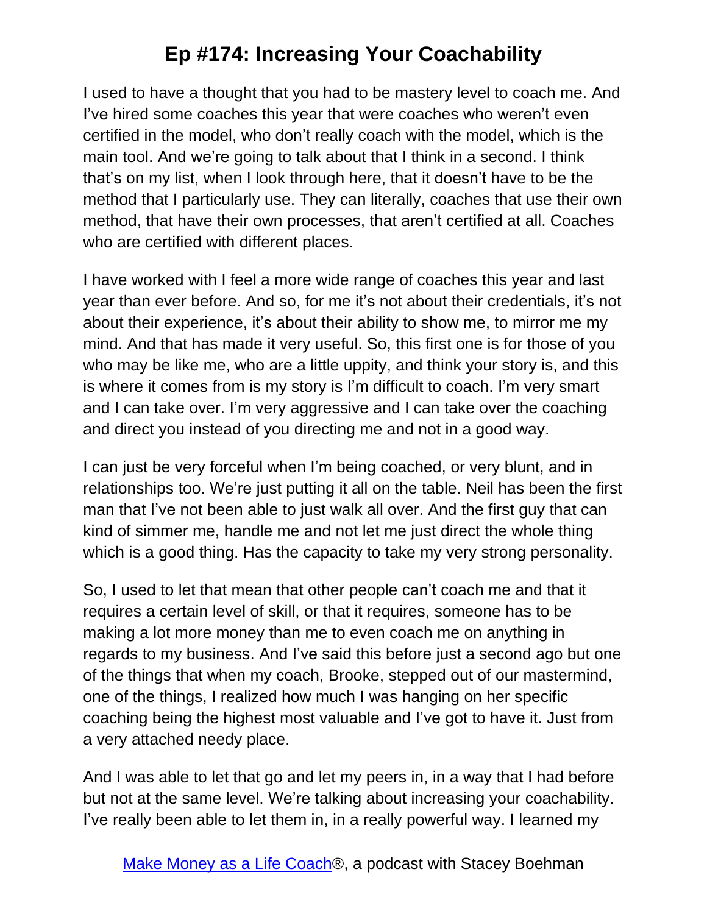I used to have a thought that you had to be mastery level to coach me. And I've hired some coaches this year that were coaches who weren't even certified in the model, who don't really coach with the model, which is the main tool. And we're going to talk about that I think in a second. I think that's on my list, when I look through here, that it doesn't have to be the method that I particularly use. They can literally, coaches that use their own method, that have their own processes, that aren't certified at all. Coaches who are certified with different places.

I have worked with I feel a more wide range of coaches this year and last year than ever before. And so, for me it's not about their credentials, it's not about their experience, it's about their ability to show me, to mirror me my mind. And that has made it very useful. So, this first one is for those of you who may be like me, who are a little uppity, and think your story is, and this is where it comes from is my story is I'm difficult to coach. I'm very smart and I can take over. I'm very aggressive and I can take over the coaching and direct you instead of you directing me and not in a good way.

I can just be very forceful when I'm being coached, or very blunt, and in relationships too. We're just putting it all on the table. Neil has been the first man that I've not been able to just walk all over. And the first guy that can kind of simmer me, handle me and not let me just direct the whole thing which is a good thing. Has the capacity to take my very strong personality.

So, I used to let that mean that other people can't coach me and that it requires a certain level of skill, or that it requires, someone has to be making a lot more money than me to even coach me on anything in regards to my business. And I've said this before just a second ago but one of the things that when my coach, Brooke, stepped out of our mastermind, one of the things, I realized how much I was hanging on her specific coaching being the highest most valuable and I've got to have it. Just from a very attached needy place.

And I was able to let that go and let my peers in, in a way that I had before but not at the same level. We're talking about increasing your coachability. I've really been able to let them in, in a really powerful way. I learned my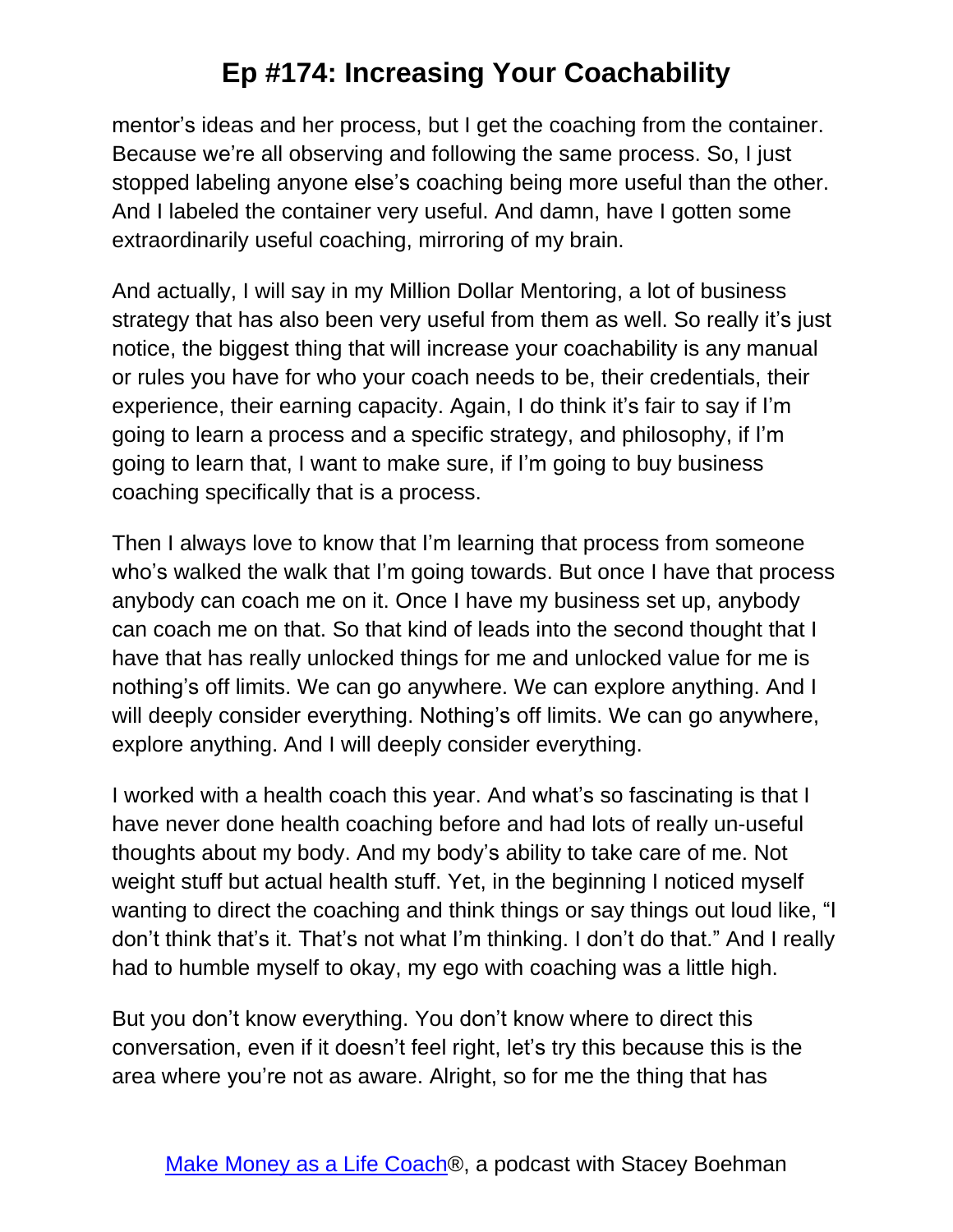mentor's ideas and her process, but I get the coaching from the container. Because we're all observing and following the same process. So, I just stopped labeling anyone else's coaching being more useful than the other. And I labeled the container very useful. And damn, have I gotten some extraordinarily useful coaching, mirroring of my brain.

And actually, I will say in my Million Dollar Mentoring, a lot of business strategy that has also been very useful from them as well. So really it's just notice, the biggest thing that will increase your coachability is any manual or rules you have for who your coach needs to be, their credentials, their experience, their earning capacity. Again, I do think it's fair to say if I'm going to learn a process and a specific strategy, and philosophy, if I'm going to learn that, I want to make sure, if I'm going to buy business coaching specifically that is a process.

Then I always love to know that I'm learning that process from someone who's walked the walk that I'm going towards. But once I have that process anybody can coach me on it. Once I have my business set up, anybody can coach me on that. So that kind of leads into the second thought that I have that has really unlocked things for me and unlocked value for me is nothing's off limits. We can go anywhere. We can explore anything. And I will deeply consider everything. Nothing's off limits. We can go anywhere, explore anything. And I will deeply consider everything.

I worked with a health coach this year. And what's so fascinating is that I have never done health coaching before and had lots of really un-useful thoughts about my body. And my body's ability to take care of me. Not weight stuff but actual health stuff. Yet, in the beginning I noticed myself wanting to direct the coaching and think things or say things out loud like, "I don't think that's it. That's not what I'm thinking. I don't do that." And I really had to humble myself to okay, my ego with coaching was a little high.

But you don't know everything. You don't know where to direct this conversation, even if it doesn't feel right, let's try this because this is the area where you're not as aware. Alright, so for me the thing that has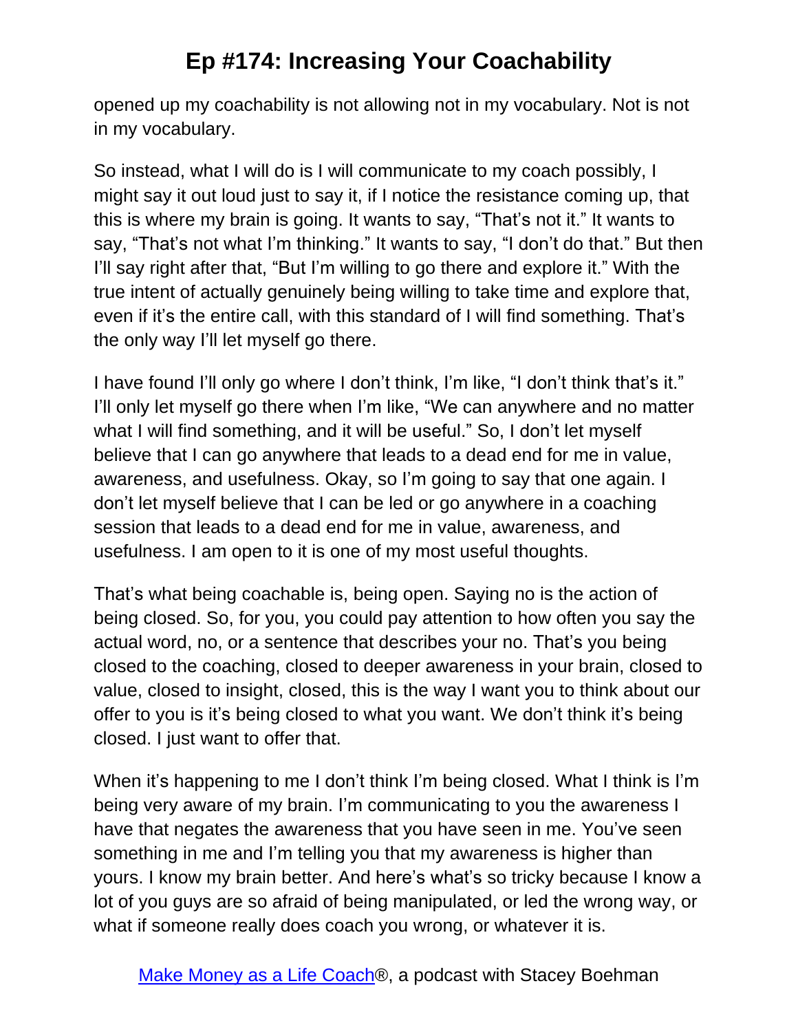opened up my coachability is not allowing not in my vocabulary. Not is not in my vocabulary.

So instead, what I will do is I will communicate to my coach possibly, I might say it out loud just to say it, if I notice the resistance coming up, that this is where my brain is going. It wants to say, "That's not it." It wants to say, "That's not what I'm thinking." It wants to say, "I don't do that." But then I'll say right after that, "But I'm willing to go there and explore it." With the true intent of actually genuinely being willing to take time and explore that, even if it's the entire call, with this standard of I will find something. That's the only way I'll let myself go there.

I have found I'll only go where I don't think, I'm like, "I don't think that's it." I'll only let myself go there when I'm like, "We can anywhere and no matter what I will find something, and it will be useful." So, I don't let myself believe that I can go anywhere that leads to a dead end for me in value, awareness, and usefulness. Okay, so I'm going to say that one again. I don't let myself believe that I can be led or go anywhere in a coaching session that leads to a dead end for me in value, awareness, and usefulness. I am open to it is one of my most useful thoughts.

That's what being coachable is, being open. Saying no is the action of being closed. So, for you, you could pay attention to how often you say the actual word, no, or a sentence that describes your no. That's you being closed to the coaching, closed to deeper awareness in your brain, closed to value, closed to insight, closed, this is the way I want you to think about our offer to you is it's being closed to what you want. We don't think it's being closed. I just want to offer that.

When it's happening to me I don't think I'm being closed. What I think is I'm being very aware of my brain. I'm communicating to you the awareness I have that negates the awareness that you have seen in me. You've seen something in me and I'm telling you that my awareness is higher than yours. I know my brain better. And here's what's so tricky because I know a lot of you guys are so afraid of being manipulated, or led the wrong way, or what if someone really does coach you wrong, or whatever it is.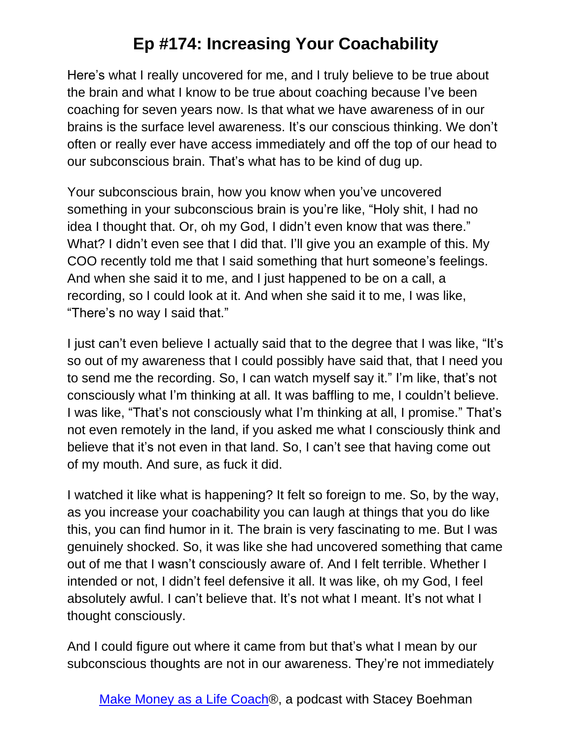Here's what I really uncovered for me, and I truly believe to be true about the brain and what I know to be true about coaching because I've been coaching for seven years now. Is that what we have awareness of in our brains is the surface level awareness. It's our conscious thinking. We don't often or really ever have access immediately and off the top of our head to our subconscious brain. That's what has to be kind of dug up.

Your subconscious brain, how you know when you've uncovered something in your subconscious brain is you're like, "Holy shit, I had no idea I thought that. Or, oh my God, I didn't even know that was there." What? I didn't even see that I did that. I'll give you an example of this. My COO recently told me that I said something that hurt someone's feelings. And when she said it to me, and I just happened to be on a call, a recording, so I could look at it. And when she said it to me, I was like, "There's no way I said that."

I just can't even believe I actually said that to the degree that I was like, "It's so out of my awareness that I could possibly have said that, that I need you to send me the recording. So, I can watch myself say it." I'm like, that's not consciously what I'm thinking at all. It was baffling to me, I couldn't believe. I was like, "That's not consciously what I'm thinking at all, I promise." That's not even remotely in the land, if you asked me what I consciously think and believe that it's not even in that land. So, I can't see that having come out of my mouth. And sure, as fuck it did.

I watched it like what is happening? It felt so foreign to me. So, by the way, as you increase your coachability you can laugh at things that you do like this, you can find humor in it. The brain is very fascinating to me. But I was genuinely shocked. So, it was like she had uncovered something that came out of me that I wasn't consciously aware of. And I felt terrible. Whether I intended or not, I didn't feel defensive it all. It was like, oh my God, I feel absolutely awful. I can't believe that. It's not what I meant. It's not what I thought consciously.

And I could figure out where it came from but that's what I mean by our subconscious thoughts are not in our awareness. They're not immediately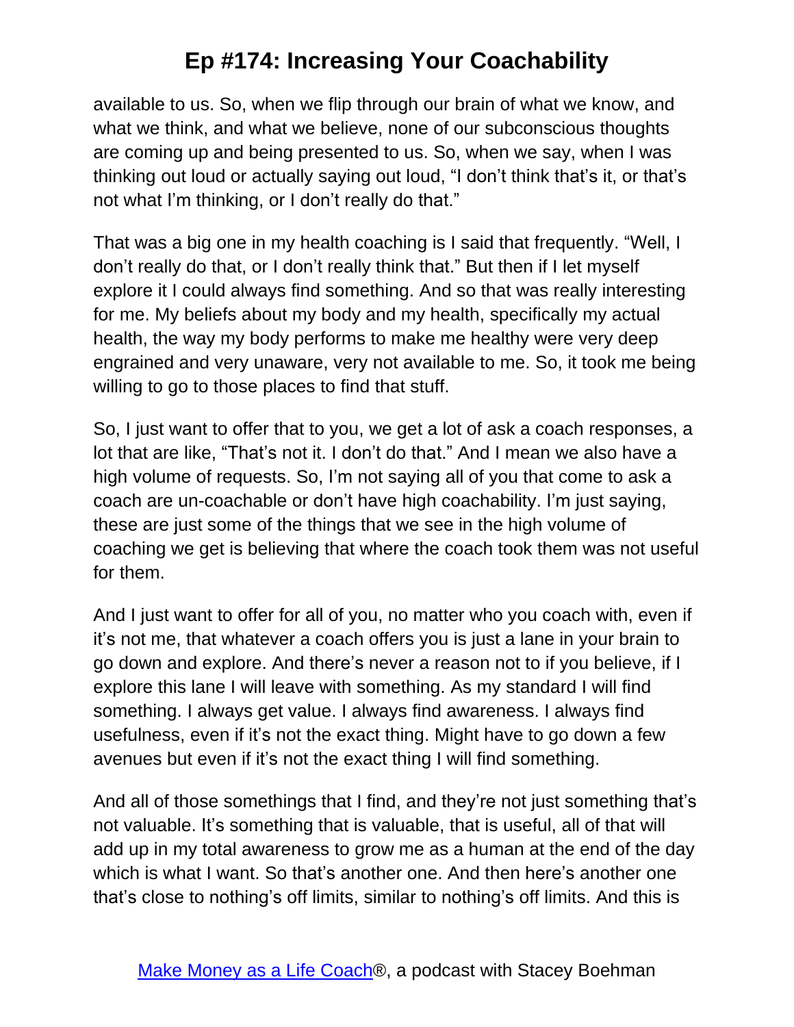available to us. So, when we flip through our brain of what we know, and what we think, and what we believe, none of our subconscious thoughts are coming up and being presented to us. So, when we say, when I was thinking out loud or actually saying out loud, “I don’t think that’s it, or that’s not what I’m thinking, or I don’t really do that.”

That was a big one in my health coaching is I said that frequently. “Well, I don’t really do that, or I don’t really think that.” But then if I let myself explore it I could always find something. And so that was really interesting for me. My beliefs about my body and my health, specifically my actual health, the way my body performs to make me healthy were very deep engrained and very unaware, very not available to me. So, it took me being willing to go to those places to find that stuff.

So, I just want to offer that to you, we get a lot of ask a coach responses, a lot that are like, “That’s not it. I don’t do that.” And I mean we also have a high volume of requests. So, I’m not saying all of you that come to ask a coach are un-coachable or don’t have high coachability. I’m just saying, these are just some of the things that we see in the high volume of coaching we get is believing that where the coach took them was not useful for them.

And I just want to offer for all of you, no matter who you coach with, even if it’s not me, that whatever a coach offers you is just a lane in your brain to go down and explore. And there’s never a reason not to if you believe, if I explore this lane I will leave with something. As my standard I will find something. I always get value. I always find awareness. I always find usefulness, even if it’s not the exact thing. Might have to go down a few avenues but even if it’s not the exact thing I will find something.

And all of those somethings that I find, and they’re not just something that’s not valuable. It’s something that is valuable, that is useful, all of that will add up in my total awareness to grow me as a human at the end of the day which is what I want. So that’s another one. And then here’s another one that’s close to nothing’s off limits, similar to nothing’s off limits. And this is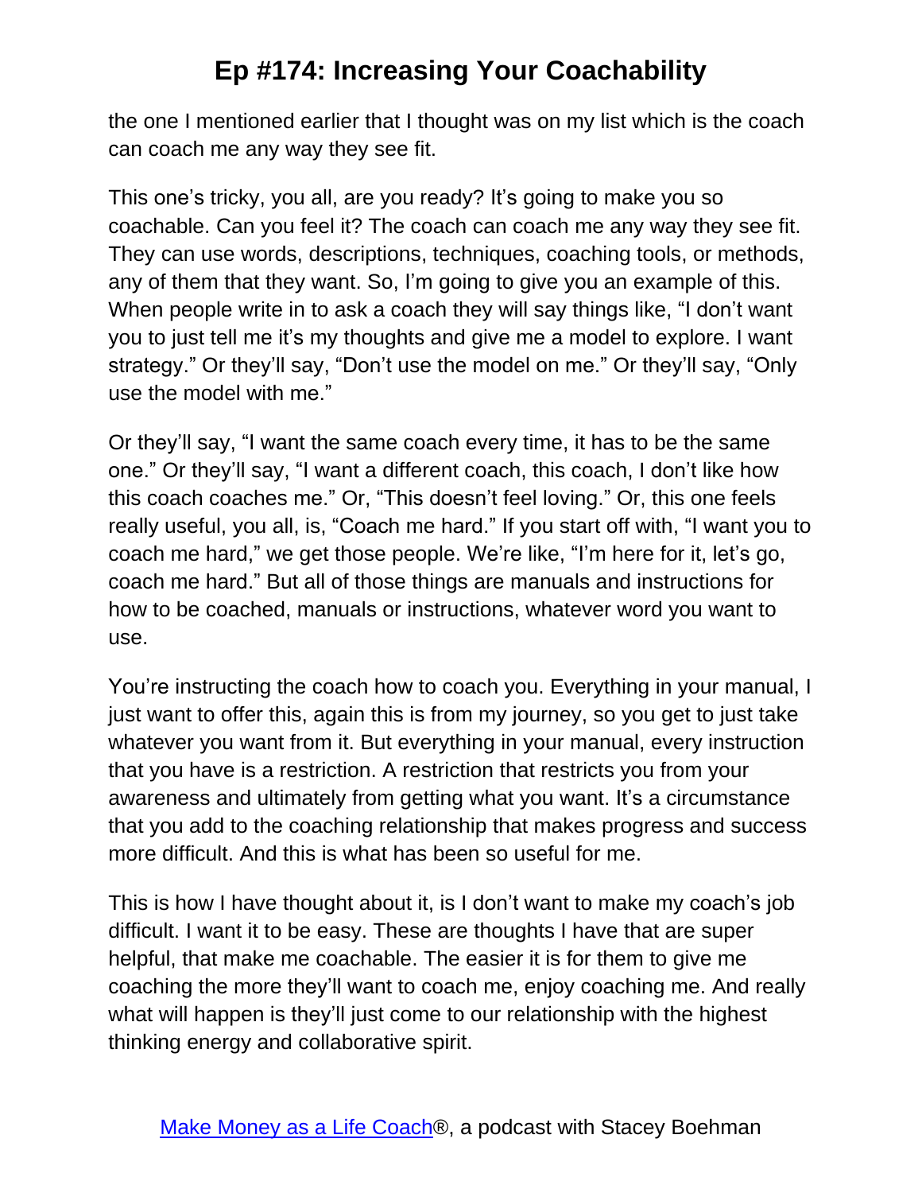the one I mentioned earlier that I thought was on my list which is the coach can coach me any way they see fit.

This one's tricky, you all, are you ready? It's going to make you so coachable. Can you feel it? The coach can coach me any way they see fit. They can use words, descriptions, techniques, coaching tools, or methods, any of them that they want. So, I'm going to give you an example of this. When people write in to ask a coach they will say things like, "I don't want you to just tell me it's my thoughts and give me a model to explore. I want strategy." Or they'll say, "Don't use the model on me." Or they'll say, "Only use the model with me."

Or they'll say, "I want the same coach every time, it has to be the same one." Or they'll say, "I want a different coach, this coach, I don't like how this coach coaches me." Or, "This doesn't feel loving." Or, this one feels really useful, you all, is, "Coach me hard." If you start off with, "I want you to coach me hard," we get those people. We're like, "I'm here for it, let's go, coach me hard." But all of those things are manuals and instructions for how to be coached, manuals or instructions, whatever word you want to use.

You're instructing the coach how to coach you. Everything in your manual, I just want to offer this, again this is from my journey, so you get to just take whatever you want from it. But everything in your manual, every instruction that you have is a restriction. A restriction that restricts you from your awareness and ultimately from getting what you want. It's a circumstance that you add to the coaching relationship that makes progress and success more difficult. And this is what has been so useful for me.

This is how I have thought about it, is I don't want to make my coach's job difficult. I want it to be easy. These are thoughts I have that are super helpful, that make me coachable. The easier it is for them to give me coaching the more they'll want to coach me, enjoy coaching me. And really what will happen is they'll just come to our relationship with the highest thinking energy and collaborative spirit.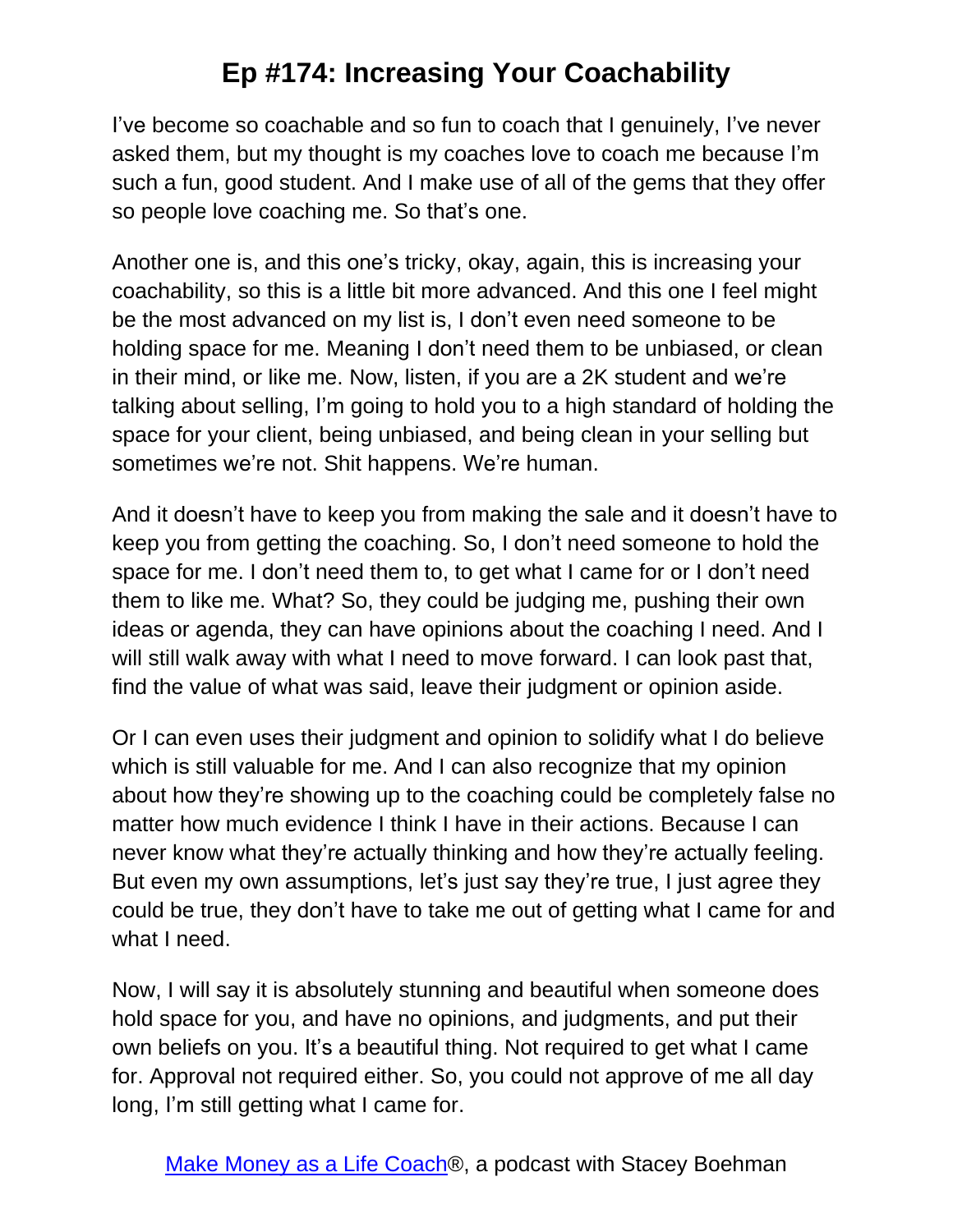I've become so coachable and so fun to coach that I genuinely, I've never asked them, but my thought is my coaches love to coach me because I'm such a fun, good student. And I make use of all of the gems that they offer so people love coaching me. So that's one.

Another one is, and this one's tricky, okay, again, this is increasing your coachability, so this is a little bit more advanced. And this one I feel might be the most advanced on my list is, I don't even need someone to be holding space for me. Meaning I don't need them to be unbiased, or clean in their mind, or like me. Now, listen, if you are a 2K student and we're talking about selling, I'm going to hold you to a high standard of holding the space for your client, being unbiased, and being clean in your selling but sometimes we're not. Shit happens. We're human.

And it doesn't have to keep you from making the sale and it doesn't have to keep you from getting the coaching. So, I don't need someone to hold the space for me. I don't need them to, to get what I came for or I don't need them to like me. What? So, they could be judging me, pushing their own ideas or agenda, they can have opinions about the coaching I need. And I will still walk away with what I need to move forward. I can look past that, find the value of what was said, leave their judgment or opinion aside.

Or I can even uses their judgment and opinion to solidify what I do believe which is still valuable for me. And I can also recognize that my opinion about how they're showing up to the coaching could be completely false no matter how much evidence I think I have in their actions. Because I can never know what they're actually thinking and how they're actually feeling. But even my own assumptions, let's just say they're true, I just agree they could be true, they don't have to take me out of getting what I came for and what I need.

Now, I will say it is absolutely stunning and beautiful when someone does hold space for you, and have no opinions, and judgments, and put their own beliefs on you. It's a beautiful thing. Not required to get what I came for. Approval not required either. So, you could not approve of me all day long, I'm still getting what I came for.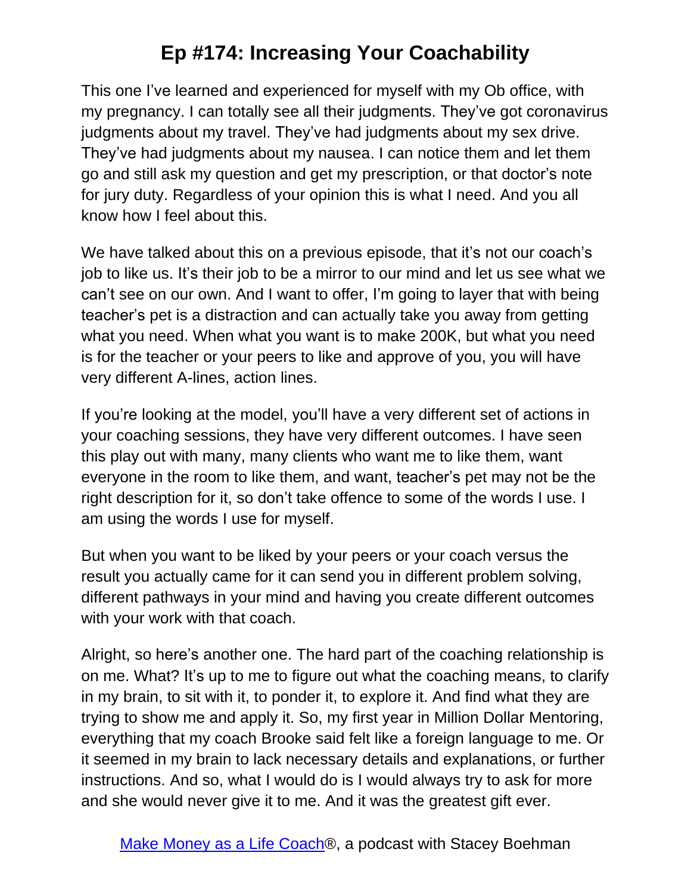This one I've learned and experienced for myself with my Ob office, with my pregnancy. I can totally see all their judgments. They've got coronavirus judgments about my travel. They've had judgments about my sex drive. They've had judgments about my nausea. I can notice them and let them go and still ask my question and get my prescription, or that doctor's note for jury duty. Regardless of your opinion this is what I need. And you all know how I feel about this.

We have talked about this on a previous episode, that it's not our coach's job to like us. It's their job to be a mirror to our mind and let us see what we can't see on our own. And I want to offer, I'm going to layer that with being teacher's pet is a distraction and can actually take you away from getting what you need. When what you want is to make 200K, but what you need is for the teacher or your peers to like and approve of you, you will have very different A-lines, action lines.

If you're looking at the model, you'll have a very different set of actions in your coaching sessions, they have very different outcomes. I have seen this play out with many, many clients who want me to like them, want everyone in the room to like them, and want, teacher's pet may not be the right description for it, so don't take offence to some of the words I use. I am using the words I use for myself.

But when you want to be liked by your peers or your coach versus the result you actually came for it can send you in different problem solving, different pathways in your mind and having you create different outcomes with your work with that coach.

Alright, so here's another one. The hard part of the coaching relationship is on me. What? It's up to me to figure out what the coaching means, to clarify in my brain, to sit with it, to ponder it, to explore it. And find what they are trying to show me and apply it. So, my first year in Million Dollar Mentoring, everything that my coach Brooke said felt like a foreign language to me. Or it seemed in my brain to lack necessary details and explanations, or further instructions. And so, what I would do is I would always try to ask for more and she would never give it to me. And it was the greatest gift ever.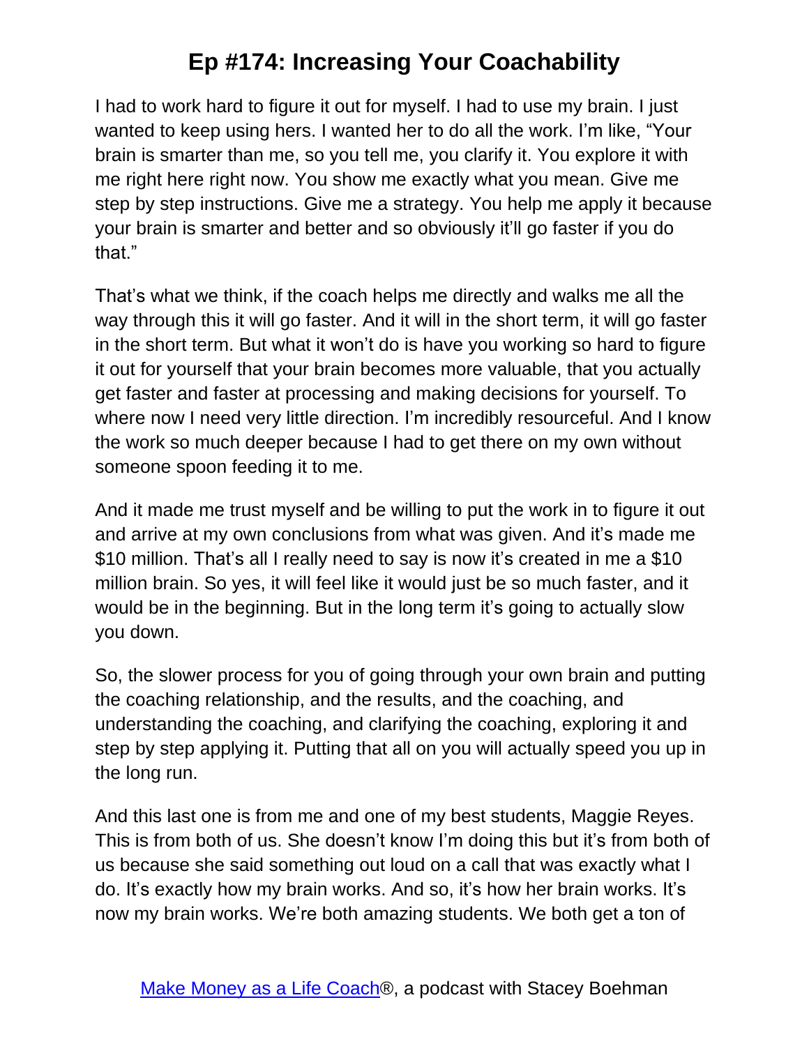I had to work hard to figure it out for myself. I had to use my brain. I just wanted to keep using hers. I wanted her to do all the work. I'm like, "Your brain is smarter than me, so you tell me, you clarify it. You explore it with me right here right now. You show me exactly what you mean. Give me step by step instructions. Give me a strategy. You help me apply it because your brain is smarter and better and so obviously it'll go faster if you do that."

That's what we think, if the coach helps me directly and walks me all the way through this it will go faster. And it will in the short term, it will go faster in the short term. But what it won't do is have you working so hard to figure it out for yourself that your brain becomes more valuable, that you actually get faster and faster at processing and making decisions for yourself. To where now I need very little direction. I'm incredibly resourceful. And I know the work so much deeper because I had to get there on my own without someone spoon feeding it to me.

And it made me trust myself and be willing to put the work in to figure it out and arrive at my own conclusions from what was given. And it's made me $10 million. That's all I really need to say is now it's created in me a $10 million brain. So yes, it will feel like it would just be so much faster, and it would be in the beginning. But in the long term it's going to actually slow you down.

So, the slower process for you of going through your own brain and putting the coaching relationship, and the results, and the coaching, and understanding the coaching, and clarifying the coaching, exploring it and step by step applying it. Putting that all on you will actually speed you up in the long run.

And this last one is from me and one of my best students, Maggie Reyes. This is from both of us. She doesn't know I'm doing this but it's from both of us because she said something out loud on a call that was exactly what I do. It's exactly how my brain works. And so, it's how her brain works. It's now my brain works. We're both amazing students. We both get a ton of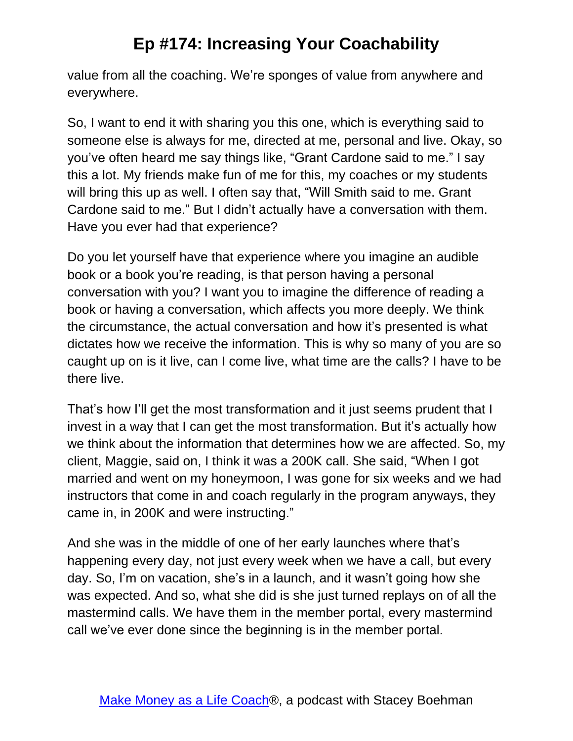value from all the coaching. We're sponges of value from anywhere and everywhere.

So, I want to end it with sharing you this one, which is everything said to someone else is always for me, directed at me, personal and live. Okay, so you've often heard me say things like, "Grant Cardone said to me." I say this a lot. My friends make fun of me for this, my coaches or my students will bring this up as well. I often say that, "Will Smith said to me. Grant Cardone said to me." But I didn't actually have a conversation with them. Have you ever had that experience?

Do you let yourself have that experience where you imagine an audible book or a book you're reading, is that person having a personal conversation with you? I want you to imagine the difference of reading a book or having a conversation, which affects you more deeply. We think the circumstance, the actual conversation and how it's presented is what dictates how we receive the information. This is why so many of you are so caught up on is it live, can I come live, what time are the calls? I have to be there live.

That's how I'll get the most transformation and it just seems prudent that I invest in a way that I can get the most transformation. But it's actually how we think about the information that determines how we are affected. So, my client, Maggie, said on, I think it was a 200K call. She said, "When I got married and went on my honeymoon, I was gone for six weeks and we had instructors that come in and coach regularly in the program anyways, they came in, in 200K and were instructing."

And she was in the middle of one of her early launches where that's happening every day, not just every week when we have a call, but every day. So, I'm on vacation, she's in a launch, and it wasn't going how she was expected. And so, what she did is she just turned replays on of all the mastermind calls. We have them in the member portal, every mastermind call we've ever done since the beginning is in the member portal.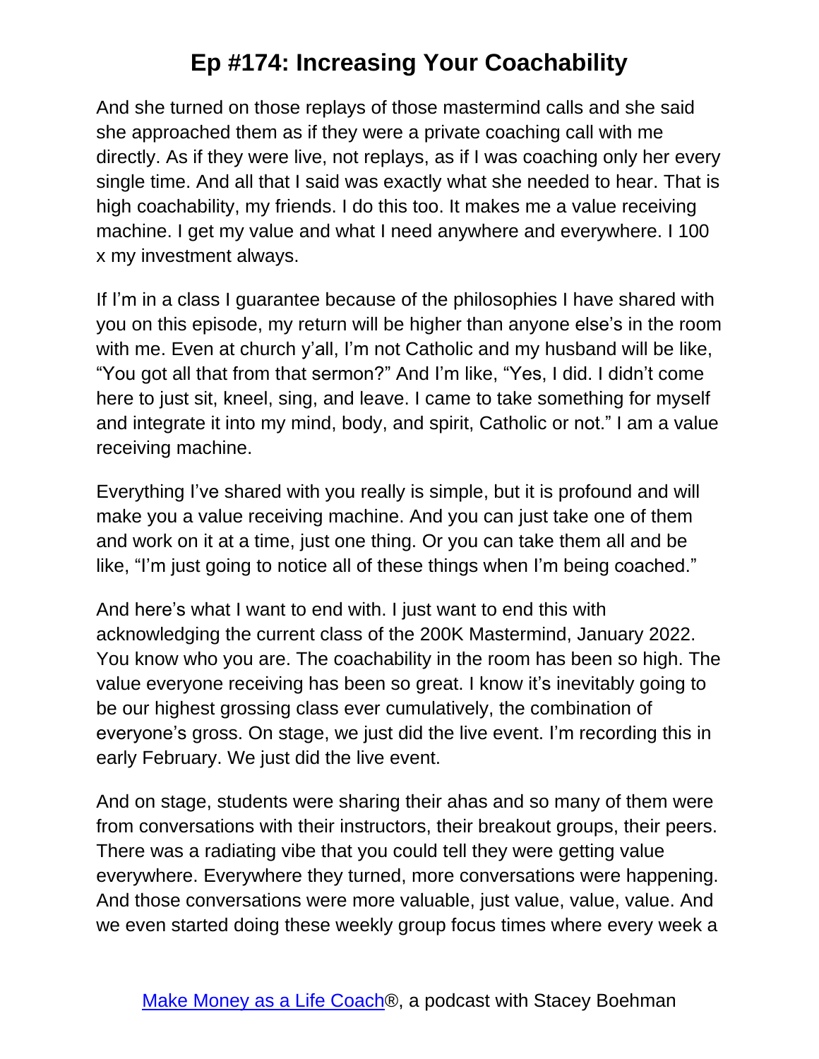And she turned on those replays of those mastermind calls and she said she approached them as if they were a private coaching call with me directly. As if they were live, not replays, as if I was coaching only her every single time. And all that I said was exactly what she needed to hear. That is high coachability, my friends. I do this too. It makes me a value receiving machine. I get my value and what I need anywhere and everywhere. I 100 x my investment always.

If I'm in a class I guarantee because of the philosophies I have shared with you on this episode, my return will be higher than anyone else's in the room with me. Even at church y'all, I'm not Catholic and my husband will be like, "You got all that from that sermon?" And I'm like, "Yes, I did. I didn't come here to just sit, kneel, sing, and leave. I came to take something for myself and integrate it into my mind, body, and spirit, Catholic or not." I am a value receiving machine.

Everything I've shared with you really is simple, but it is profound and will make you a value receiving machine. And you can just take one of them and work on it at a time, just one thing. Or you can take them all and be like, "I'm just going to notice all of these things when I'm being coached."

And here's what I want to end with. I just want to end this with acknowledging the current class of the 200K Mastermind, January 2022. You know who you are. The coachability in the room has been so high. The value everyone receiving has been so great. I know it's inevitably going to be our highest grossing class ever cumulatively, the combination of everyone's gross. On stage, we just did the live event. I'm recording this in early February. We just did the live event.

And on stage, students were sharing their ahas and so many of them were from conversations with their instructors, their breakout groups, their peers. There was a radiating vibe that you could tell they were getting value everywhere. Everywhere they turned, more conversations were happening. And those conversations were more valuable, just value, value, value. And we even started doing these weekly group focus times where every week a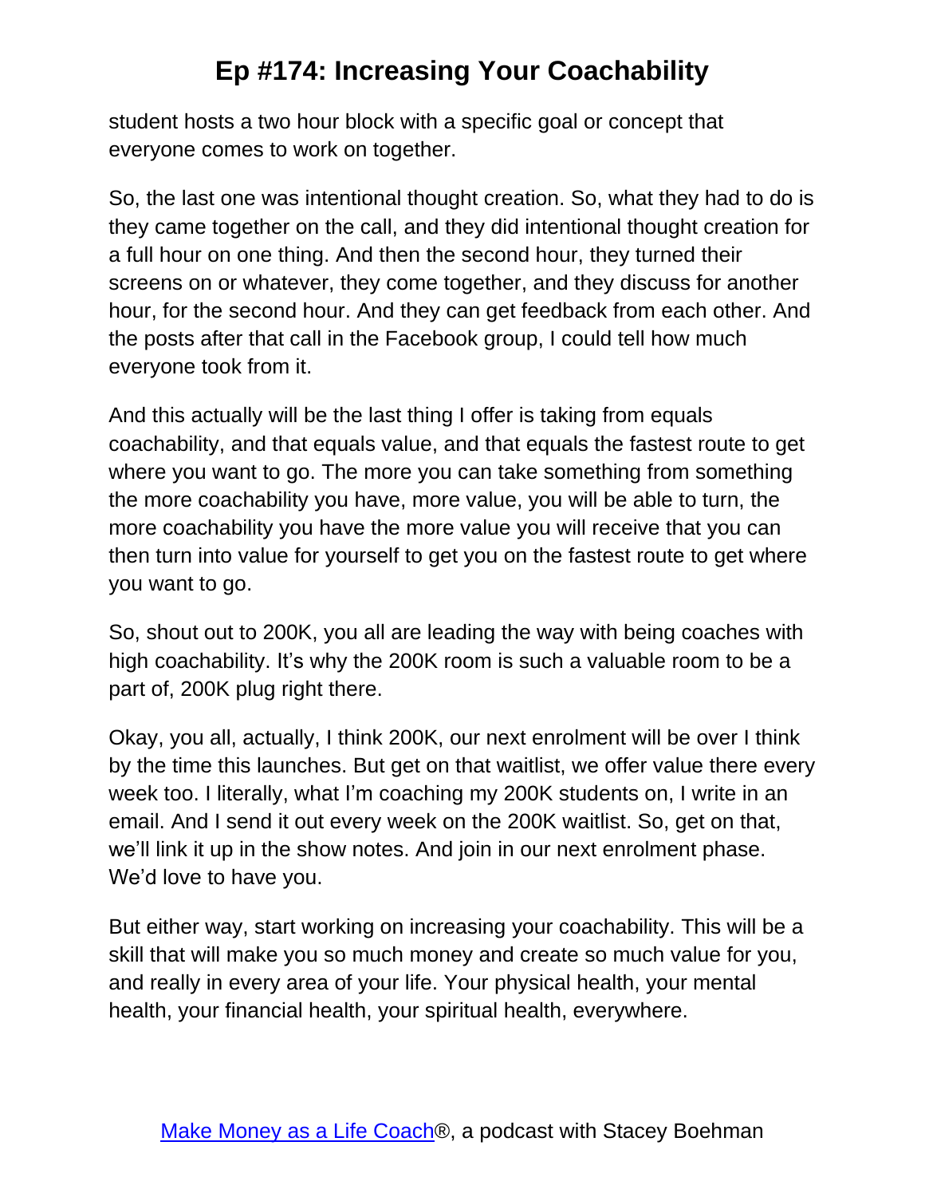student hosts a two hour block with a specific goal or concept that everyone comes to work on together.

So, the last one was intentional thought creation. So, what they had to do is they came together on the call, and they did intentional thought creation for a full hour on one thing. And then the second hour, they turned their screens on or whatever, they come together, and they discuss for another hour, for the second hour. And they can get feedback from each other. And the posts after that call in the Facebook group, I could tell how much everyone took from it.

And this actually will be the last thing I offer is taking from equals coachability, and that equals value, and that equals the fastest route to get where you want to go. The more you can take something from something the more coachability you have, more value, you will be able to turn, the more coachability you have the more value you will receive that you can then turn into value for yourself to get you on the fastest route to get where you want to go.

So, shout out to 200K, you all are leading the way with being coaches with high coachability. It's why the 200K room is such a valuable room to be a part of, 200K plug right there.

Okay, you all, actually, I think 200K, our next enrolment will be over I think by the time this launches. But get on that waitlist, we offer value there every week too. I literally, what I'm coaching my 200K students on, I write in an email. And I send it out every week on the 200K waitlist. So, get on that, we'll link it up in the show notes. And join in our next enrolment phase. We'd love to have you.

But either way, start working on increasing your coachability. This will be a skill that will make you so much money and create so much value for you, and really in every area of your life. Your physical health, your mental health, your financial health, your spiritual health, everywhere.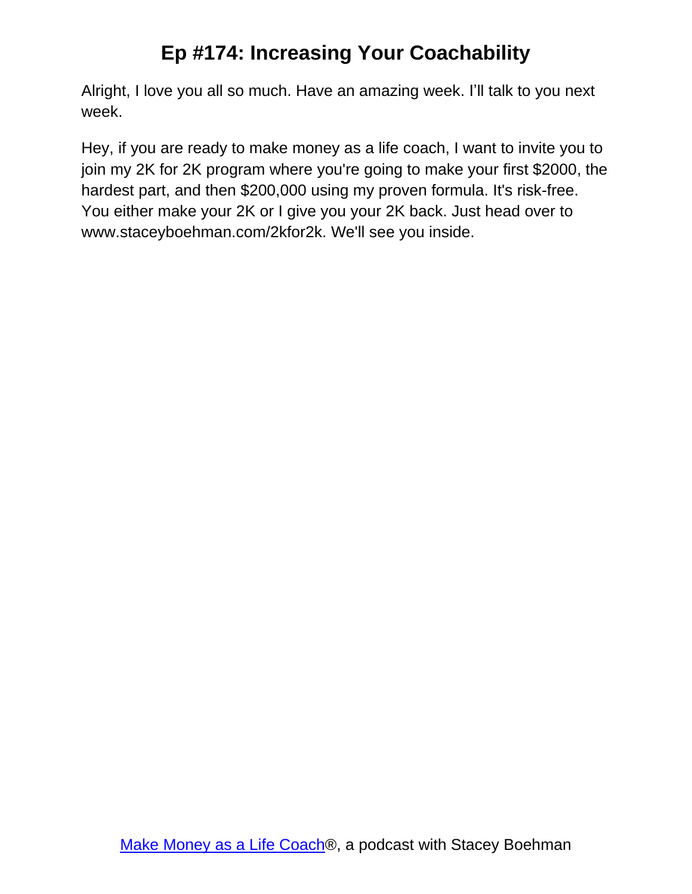Alright, I love you all so much. Have an amazing week. I'll talk to you next week.

Hey, if you are ready to make money as a life coach, I want to invite you to join my 2K for 2K program where you're going to make your first $2000, the hardest part, and then $200,000 using my proven formula. It's risk-free. You either make your 2K or I give you your 2K back. Just head over to www.staceyboehman.com/2kfor2k. We'll see you inside.